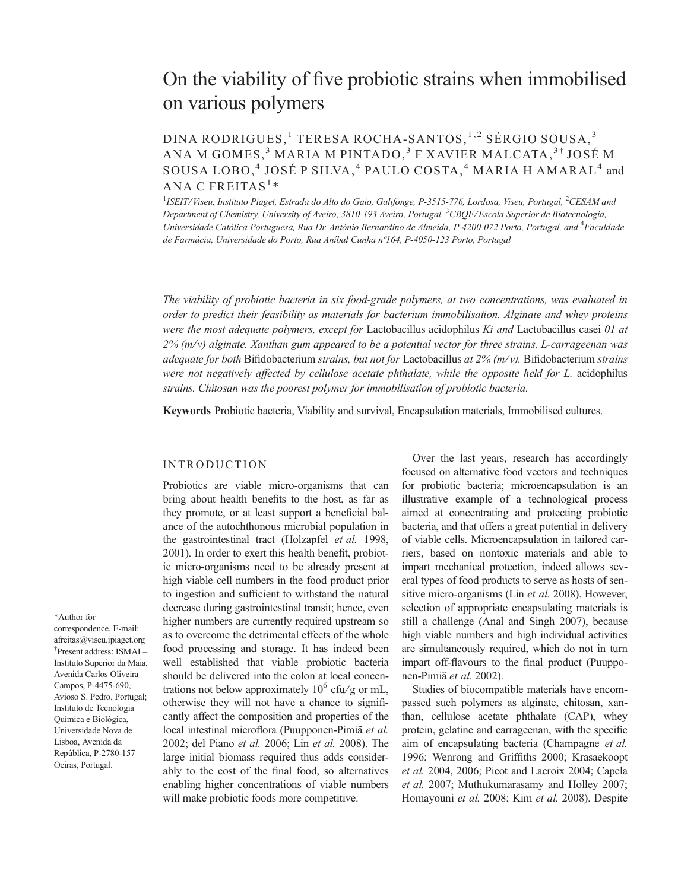# On the viability of five probiotic strains when immobilised on various polymers

DINA RODRIGUES,[1] TERESA ROCHA-SANTOS,[1,2] SÉRGIO SOUSA,[3] ANA M GOMES,[3] MARIA M PINTADO,[3] F XAVIER MALCATA,[3†] JOSÉ M SOUSA LOBO,[4] JOSÉ P SILVA,[4] PAULO COSTA,[4] MARIA H AMARAL[4] and ANA C FREITAS[1]*

[1]*ISEIT/Viseu, Instituto Piaget, Estrada do Alto do Gaio, Galifonge, P-3515-776, Lordosa, Viseu, Portugal,* [2]*CESAM and Department of Chemistry, University of Aveiro, 3810-193 Aveiro, Portugal,* [3]*CBQF/Escola Superior de Biotecnologia, Universidade Católica Portuguesa, Rua Dr. António Bernardino de Almeida, P-4200-072 Porto, Portugal, and* [4]*Faculdade de Farmácia, Universidade do Porto, Rua Aníbal Cunha nº164, P-4050-123 Porto, Portugal*

*The viability of probiotic bacteria in six food-grade polymers, at two concentrations, was evaluated in order to predict their feasibility as materials for bacterium immobilisation. Alginate and whey proteins were the most adequate polymers, except for* Lactobacillus acidophilus *Ki and* Lactobacillus casei *01 at 2% (m/v) alginate. Xanthan gum appeared to be a potential vector for three strains. L-carrageenan was adequate for both* Bifidobacterium *strains, but not for* Lactobacillus *at 2% (m/v).* Bifidobacterium *strains were not negatively affected by cellulose acetate phthalate, while the opposite held for L.* acidophilus *strains. Chitosan was the poorest polymer for immobilisation of probiotic bacteria.*

**Keywords** Probiotic bacteria, Viability and survival, Encapsulation materials, Immobilised cultures.

*Author for correspondence. E-mail: afreitas@viseu.ipiaget.org
†Present address: ISMAI – Instituto Superior da Maia, Avenida Carlos Oliveira Campos, P-4475-690, Avioso S. Pedro, Portugal; Instituto de Tecnologia Química e Biológica, Universidade Nova de Lisboa, Avenida da República, P-2780-157 Oeiras, Portugal.

## INTRODUCTION

Probiotics are viable micro-organisms that can bring about health benefits to the host, as far as they promote, or at least support a beneficial balance of the autochthonous microbial population in the gastrointestinal tract (Holzapfel *et al.* 1998, 2001). In order to exert this health benefit, probiotic micro-organisms need to be already present at high viable cell numbers in the food product prior to ingestion and sufficient to withstand the natural decrease during gastrointestinal transit; hence, even higher numbers are currently required upstream so as to overcome the detrimental effects of the whole food processing and storage. It has indeed been well established that viable probiotic bacteria should be delivered into the colon at local concentrations not below approximately $10^6$ cfu/g or mL, otherwise they will not have a chance to significantly affect the composition and properties of the local intestinal microflora (Puupponen-Pimiä *et al.* 2002; del Piano *et al.* 2006; Lin *et al.* 2008). The large initial biomass required thus adds considerably to the cost of the final food, so alternatives enabling higher concentrations of viable numbers will make probiotic foods more competitive.

Over the last years, research has accordingly focused on alternative food vectors and techniques for probiotic bacteria; microencapsulation is an illustrative example of a technological process aimed at concentrating and protecting probiotic bacteria, and that offers a great potential in delivery of viable cells. Microencapsulation in tailored carriers, based on nontoxic materials and able to impart mechanical protection, indeed allows several types of food products to serve as hosts of sensitive micro-organisms (Lin *et al.* 2008). However, selection of appropriate encapsulating materials is still a challenge (Anal and Singh 2007), because high viable numbers and high individual activities are simultaneously required, which do not in turn impart off-flavours to the final product (Puupponen-Pimiä *et al.* 2002).

Studies of biocompatible materials have encompassed such polymers as alginate, chitosan, xanthan, cellulose acetate phthalate (CAP), whey protein, gelatine and carrageenan, with the specific aim of encapsulating bacteria (Champagne *et al.* 1996; Wenrong and Griffiths 2000; Krasaekoopt *et al.* 2004, 2006; Picot and Lacroix 2004; Capela *et al.* 2007; Muthukumarasamy and Holley 2007; Homayouni *et al.* 2008; Kim *et al.* 2008). Despite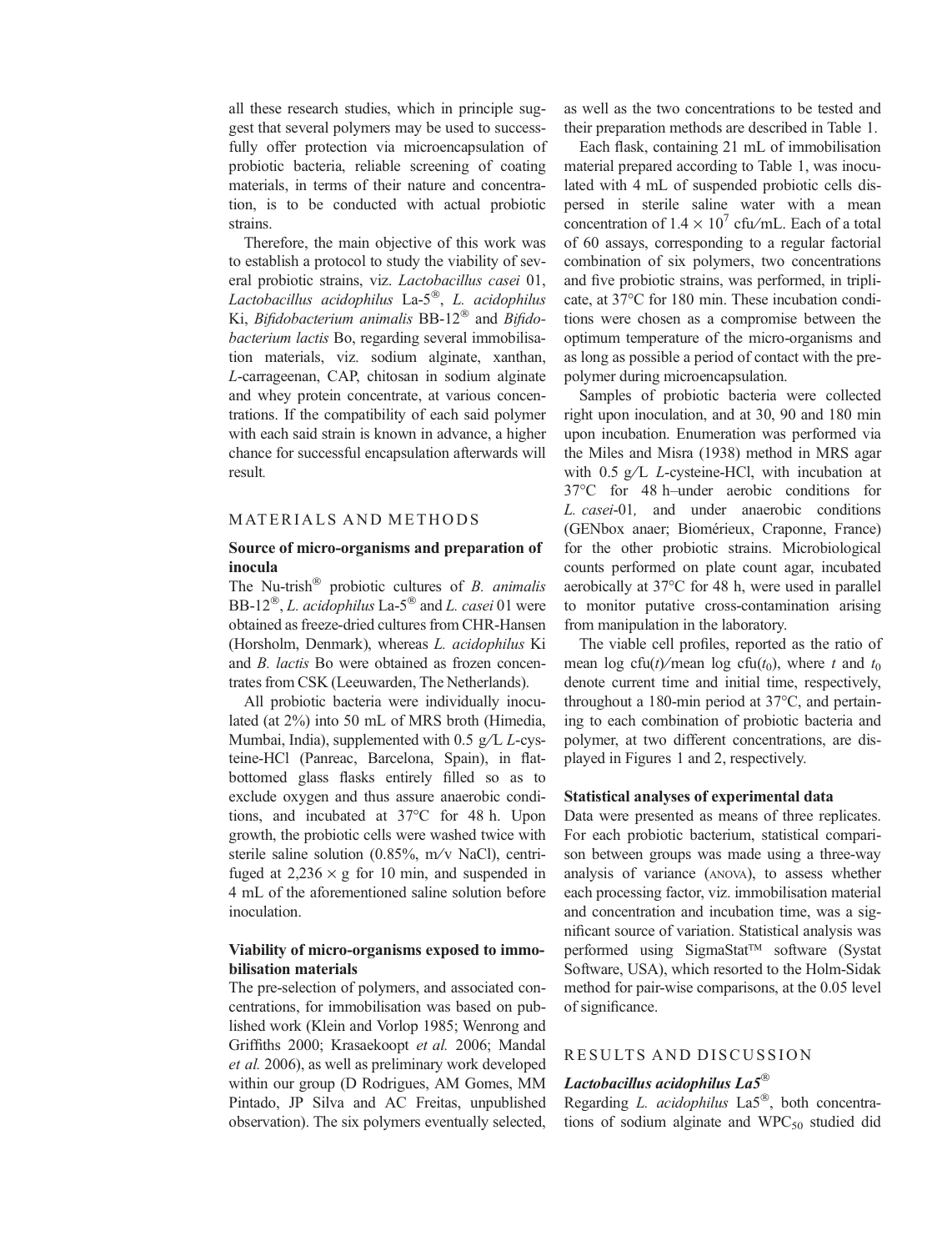all these research studies, which in principle suggest that several polymers may be used to successfully offer protection via microencapsulation of probiotic bacteria, reliable screening of coating materials, in terms of their nature and concentration, is to be conducted with actual probiotic strains.

Therefore, the main objective of this work was to establish a protocol to study the viability of several probiotic strains, viz. *Lactobacillus casei* 01, *Lactobacillus acidophilus* La-5®, *L. acidophilus* Ki, *Bifidobacterium animalis* BB-12® and *Bifidobacterium lactis* Bo, regarding several immobilisation materials, viz. sodium alginate, xanthan, *L*-carrageenan, CAP, chitosan in sodium alginate and whey protein concentrate, at various concentrations. If the compatibility of each said polymer with each said strain is known in advance, a higher chance for successful encapsulation afterwards will result.

## MATERIALS AND METHODS

### Source of micro-organisms and preparation of inocula

The Nu-trish® probiotic cultures of *B. animalis* BB-12®, *L. acidophilus* La-5® and *L. casei* 01 were obtained as freeze-dried cultures from CHR-Hansen (Horsholm, Denmark), whereas *L. acidophilus* Ki and *B. lactis* Bo were obtained as frozen concentrates from CSK (Leeuwarden, The Netherlands).

All probiotic bacteria were individually inoculated (at 2%) into 50 mL of MRS broth (Himedia, Mumbai, India), supplemented with 0.5 g/L *L*-cysteine-HCl (Panreac, Barcelona, Spain), in flat-bottomed glass flasks entirely filled so as to exclude oxygen and thus assure anaerobic conditions, and incubated at 37°C for 48 h. Upon growth, the probiotic cells were washed twice with sterile saline solution (0.85%, m/v NaCl), centrifuged at 2,236 × g for 10 min, and suspended in 4 mL of the aforementioned saline solution before inoculation.

### Viability of micro-organisms exposed to immobilisation materials

The pre-selection of polymers, and associated concentrations, for immobilisation was based on published work (Klein and Vorlop 1985; Wenrong and Griffiths 2000; Krasaekoopt *et al.* 2006; Mandal *et al.* 2006), as well as preliminary work developed within our group (D Rodrigues, AM Gomes, MM Pintado, JP Silva and AC Freitas, unpublished observation). The six polymers eventually selected, as well as the two concentrations to be tested and their preparation methods are described in Table 1.

Each flask, containing 21 mL of immobilisation material prepared according to Table 1, was inoculated with 4 mL of suspended probiotic cells dispersed in sterile saline water with a mean concentration of $1.4 \times 10^7$ cfu/mL. Each of a total of 60 assays, corresponding to a regular factorial combination of six polymers, two concentrations and five probiotic strains, was performed, in triplicate, at 37°C for 180 min. These incubation conditions were chosen as a compromise between the optimum temperature of the micro-organisms and as long as possible a period of contact with the prepolymer during microencapsulation.

Samples of probiotic bacteria were collected right upon inoculation, and at 30, 90 and 180 min upon incubation. Enumeration was performed via the Miles and Misra (1938) method in MRS agar with 0.5 g/L *L*-cysteine-HCl, with incubation at 37°C for 48 h–under aerobic conditions for *L. casei*-01, and under anaerobic conditions (GENbox anaer; Biomérieux, Craponne, France) for the other probiotic strains. Microbiological counts performed on plate count agar, incubated aerobically at 37°C for 48 h, were used in parallel to monitor putative cross-contamination arising from manipulation in the laboratory.

The viable cell profiles, reported as the ratio of mean log cfu($t$)/mean log cfu($t_0$), where $t$ and $t_0$ denote current time and initial time, respectively, throughout a 180-min period at 37°C, and pertaining to each combination of probiotic bacteria and polymer, at two different concentrations, are displayed in Figures 1 and 2, respectively.

### Statistical analyses of experimental data

Data were presented as means of three replicates. For each probiotic bacterium, statistical comparison between groups was made using a three-way analysis of variance (ANOVA), to assess whether each processing factor, viz. immobilisation material and concentration and incubation time, was a significant source of variation. Statistical analysis was performed using SigmaStat™ software (Systat Software, USA), which resorted to the Holm-Sidak method for pair-wise comparisons, at the 0.05 level of significance.

## RESULTS AND DISCUSSION

### *Lactobacillus acidophilus La5®*

Regarding *L. acidophilus* La5®, both concentrations of sodium alginate and $WPC_{50}$ studied did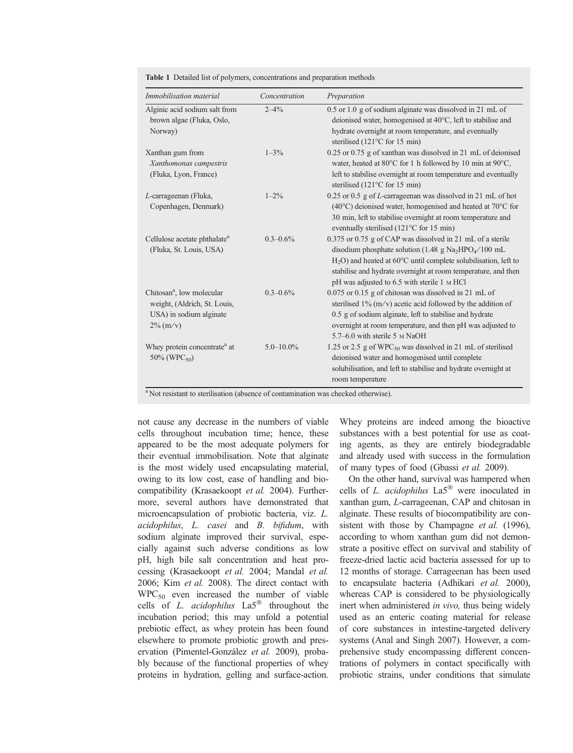**Table 1** Detailed list of polymers, concentrations and preparation methods

| *Immobilisation material* | *Concentration* | *Preparation* |
|---|---|---|
| Alginic acid sodium salt from brown algae (Fluka, Oslo, Norway) | 2–4% | 0.5 or 1.0 g of sodium alginate was dissolved in 21 mL of deionised water, homogenised at 40°C, left to stabilise and hydrate overnight at room temperature, and eventually sterilised (121°C for 15 min) |
| Xanthan gum from *Xanthomonas campestris* (Fluka, Lyon, France) | 1–3% | 0.25 or 0.75 g of xanthan was dissolved in 21 mL of deionised water, heated at 80°C for 1 h followed by 10 min at 90°C, left to stabilise overnight at room temperature and eventually sterilised (121°C for 15 min) |
| *L*-carrageenan (Fluka, Copenhagen, Denmark) | 1–2% | 0.25 or 0.5 g of *L*-carrageenan was dissolved in 21 mL of hot (40°C) deionised water, homogenised and heated at 70°C for 30 min, left to stabilise overnight at room temperature and eventually sterilised (121°C for 15 min) |
| Cellulose acetate phthalate[a] (Fluka, St. Louis, USA) | 0.3–0.6% | 0.375 or 0.75 g of CAP was dissolved in 21 mL of a sterile disodium phosphate solution (1.48 g $Na_2HPO_4$/100 mL $H_2O$) and heated at 60°C until complete solubilisation, left to stabilise and hydrate overnight at room temperature, and then pH was adjusted to 6.5 with sterile 1 M HCl |
| Chitosan[a], low molecular weight, (Aldrich, St. Louis, USA) in sodium alginate 2% (m/v) | 0.3–0.6% | 0.075 or 0.15 g of chitosan was dissolved in 21 mL of sterilised 1% (m/v) acetic acid followed by the addition of 0.5 g of sodium alginate, left to stabilise and hydrate overnight at room temperature, and then pH was adjusted to 5.7–6.0 with sterile 5 M NaOH |
| Whey protein concentrate[a] at 50% ($WPC_{50}$) | 5.0–10.0% | 1.25 or 2.5 g of $WPC_{50}$ was dissolved in 21 mL of sterilised deionised water and homogenised until complete solubilisation, and left to stabilise and hydrate overnight at room temperature |

[a] Not resistant to sterilisation (absence of contamination was checked otherwise).

not cause any decrease in the numbers of viable cells throughout incubation time; hence, these appeared to be the most adequate polymers for their eventual immobilisation. Note that alginate is the most widely used encapsulating material, owing to its low cost, ease of handling and biocompatibility (Krasaekoopt *et al.* 2004). Furthermore, several authors have demonstrated that microencapsulation of probiotic bacteria, viz. *L. acidophilus*, *L. casei* and *B. bifidum*, with sodium alginate improved their survival, especially against such adverse conditions as low pH, high bile salt concentration and heat processing (Krasaekoopt *et al.* 2004; Mandal *et al.* 2006; Kim *et al.* 2008). The direct contact with $WPC_{50}$ even increased the number of viable cells of *L. acidophilus* La5® throughout the incubation period; this may unfold a potential prebiotic effect, as whey protein has been found elsewhere to promote probiotic growth and preservation (Pimentel-González *et al.* 2009), probably because of the functional properties of whey proteins in hydration, gelling and surface-action. Whey proteins are indeed among the bioactive substances with a best potential for use as coating agents, as they are entirely biodegradable and already used with success in the formulation of many types of food (Gbassi *et al.* 2009).

On the other hand, survival was hampered when cells of *L. acidophilus* La5® were inoculated in xanthan gum, *L*-carrageenan, CAP and chitosan in alginate. These results of biocompatibility are consistent with those by Champagne *et al.* (1996), according to whom xanthan gum did not demonstrate a positive effect on survival and stability of freeze-dried lactic acid bacteria assessed for up to 12 months of storage. Carrageenan has been used to encapsulate bacteria (Adhikari *et al.* 2000), whereas CAP is considered to be physiologically inert when administered *in vivo,* thus being widely used as an enteric coating material for release of core substances in intestine-targeted delivery systems (Anal and Singh 2007). However, a comprehensive study encompassing different concentrations of polymers in contact specifically with probiotic strains, under conditions that simulate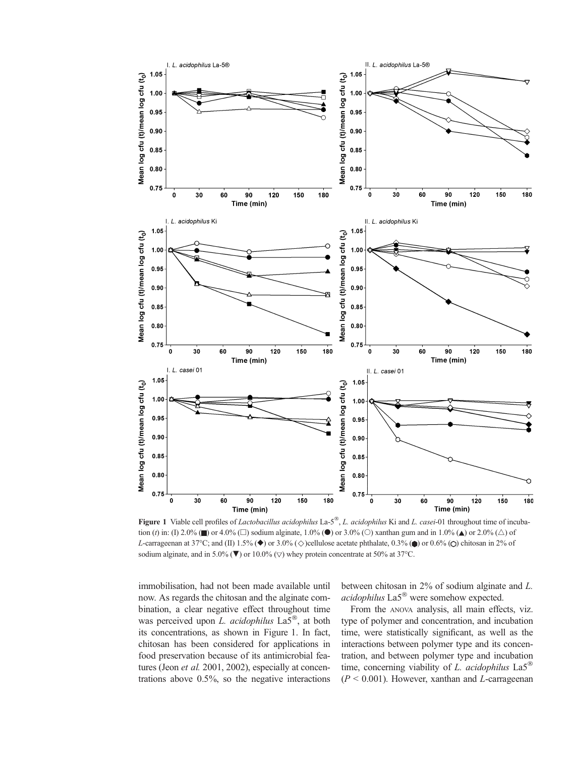**Figure 1** Viable cell profiles of *Lactobacillus acidophilus* La-5®, *L. acidophilus* Ki and *L. casei*-01 throughout time of incubation ($t$) in: (I) 2.0% (■) or 4.0% (□) sodium alginate, 1.0% (●) or 3.0% (○) xanthan gum and in 1.0% (▲) or 2.0% (△) of *L*-carrageenan at 37°C; and (II) 1.5% (◆) or 3.0% (◇)cellulose acetate phthalate, 0.3% (⬢) or 0.6% (⬡) chitosan in 2% of sodium alginate, and in 5.0% (▼) or 10.0% (▽) whey protein concentrate at 50% at 37°C.

immobilisation, had not been made available until now. As regards the chitosan and the alginate combination, a clear negative effect throughout time was perceived upon *L. acidophilus* La5®, at both its concentrations, as shown in Figure 1. In fact, chitosan has been considered for applications in food preservation because of its antimicrobial features (Jeon *et al.* 2001, 2002), especially at concentrations above 0.5%, so the negative interactions between chitosan in 2% of sodium alginate and *L. acidophilus* La5® were somehow expected.

From the ANOVA analysis, all main effects, viz. type of polymer and concentration, and incubation time, were statistically significant, as well as the interactions between polymer type and its concentration, and between polymer type and incubation time, concerning viability of *L. acidophilus* La5® ($P < 0.001$). However, xanthan and *L*-carrageenan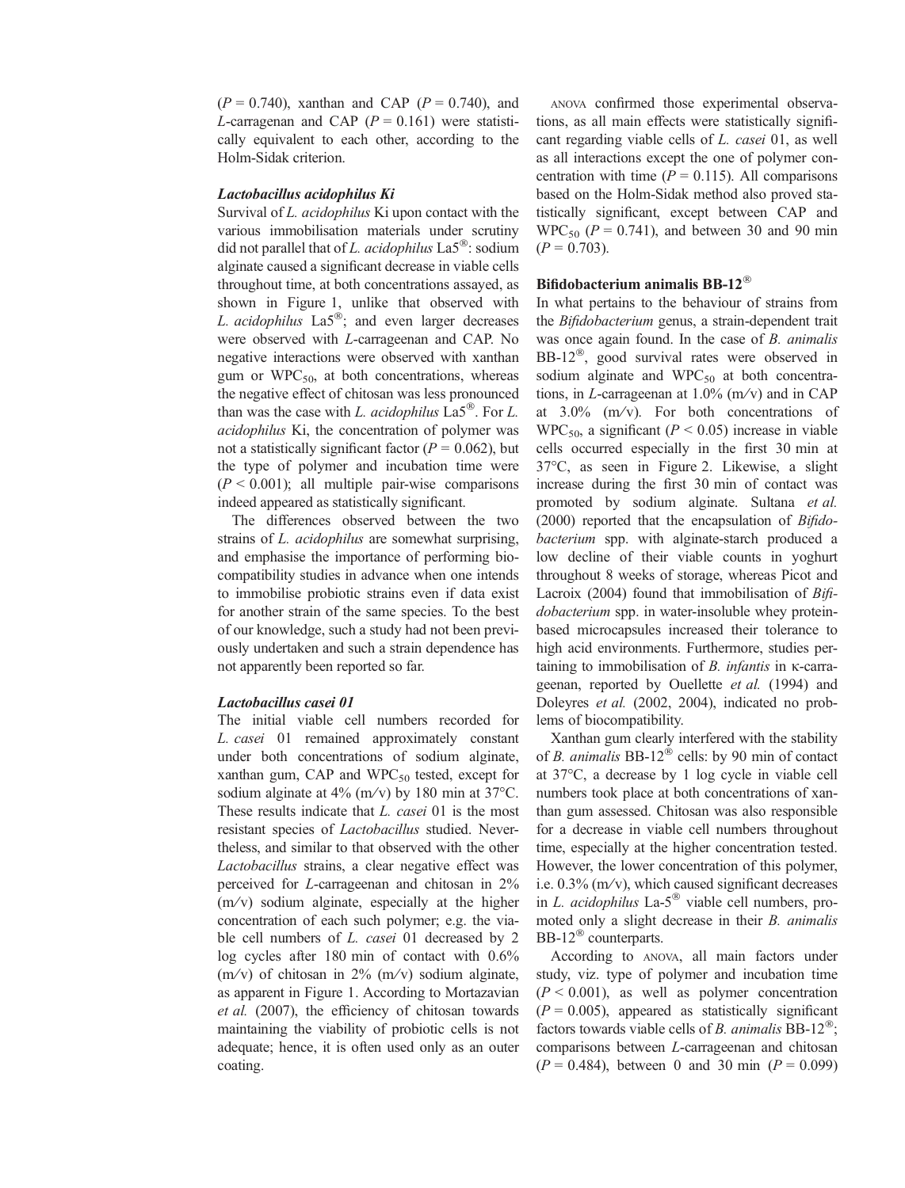($P = 0.740$), xanthan and CAP ($P = 0.740$), and *L*-carragenan and CAP ($P = 0.161$) were statistically equivalent to each other, according to the Holm-Sidak criterion.

### *Lactobacillus acidophilus* Ki

Survival of *L. acidophilus* Ki upon contact with the various immobilisation materials under scrutiny did not parallel that of *L. acidophilus* La5®: sodium alginate caused a significant decrease in viable cells throughout time, at both concentrations assayed, as shown in Figure 1, unlike that observed with *L. acidophilus* La5®; and even larger decreases were observed with *L*-carrageenan and CAP. No negative interactions were observed with xanthan gum or $WPC_{50}$, at both concentrations, whereas the negative effect of chitosan was less pronounced than was the case with *L. acidophilus* La5®. For *L. acidophilus* Ki, the concentration of polymer was not a statistically significant factor ($P = 0.062$), but the type of polymer and incubation time were ($P < 0.001$); all multiple pair-wise comparisons indeed appeared as statistically significant.

The differences observed between the two strains of *L. acidophilus* are somewhat surprising, and emphasise the importance of performing biocompatibility studies in advance when one intends to immobilise probiotic strains even if data exist for another strain of the same species. To the best of our knowledge, such a study had not been previously undertaken and such a strain dependence has not apparently been reported so far.

### *Lactobacillus casei* 01

The initial viable cell numbers recorded for *L. casei* 01 remained approximately constant under both concentrations of sodium alginate, xanthan gum, CAP and $WPC_{50}$ tested, except for sodium alginate at 4% (m/v) by 180 min at 37°C. These results indicate that *L. casei* 01 is the most resistant species of *Lactobacillus* studied. Nevertheless, and similar to that observed with the other *Lactobacillus* strains, a clear negative effect was perceived for *L*-carrageenan and chitosan in 2% (m/v) sodium alginate, especially at the higher concentration of each such polymer; e.g. the viable cell numbers of *L. casei* 01 decreased by 2 log cycles after 180 min of contact with 0.6% (m/v) of chitosan in 2% (m/v) sodium alginate, as apparent in Figure 1. According to Mortazavian *et al.* (2007), the efficiency of chitosan towards maintaining the viability of probiotic cells is not adequate; hence, it is often used only as an outer coating.

ANOVA confirmed those experimental observations, as all main effects were statistically significant regarding viable cells of *L. casei* 01, as well as all interactions except the one of polymer concentration with time ($P = 0.115$). All comparisons based on the Holm-Sidak method also proved statistically significant, except between CAP and $WPC_{50}$ ($P = 0.741$), and between 30 and 90 min ($P = 0.703$).

### Bifidobacterium animalis BB-12®

In what pertains to the behaviour of strains from the *Bifidobacterium* genus, a strain-dependent trait was once again found. In the case of *B. animalis* BB-12®, good survival rates were observed in sodium alginate and $WPC_{50}$ at both concentrations, in *L*-carrageenan at 1.0% (m/v) and in CAP at 3.0% (m/v). For both concentrations of $WPC_{50}$, a significant ($P < 0.05$) increase in viable cells occurred especially in the first 30 min at 37°C, as seen in Figure 2. Likewise, a slight increase during the first 30 min of contact was promoted by sodium alginate. Sultana *et al.* (2000) reported that the encapsulation of *Bifidobacterium* spp. with alginate-starch produced a low decline of their viable counts in yoghurt throughout 8 weeks of storage, whereas Picot and Lacroix (2004) found that immobilisation of *Bifidobacterium* spp. in water-insoluble whey protein-based microcapsules increased their tolerance to high acid environments. Furthermore, studies pertaining to immobilisation of *B. infantis* in κ-carrageenan, reported by Ouellette *et al.* (1994) and Doleyres *et al.* (2002, 2004), indicated no problems of biocompatibility.

Xanthan gum clearly interfered with the stability of *B. animalis* BB-12® cells: by 90 min of contact at 37°C, a decrease by 1 log cycle in viable cell numbers took place at both concentrations of xanthan gum assessed. Chitosan was also responsible for a decrease in viable cell numbers throughout time, especially at the higher concentration tested. However, the lower concentration of this polymer, i.e. 0.3% (m/v), which caused significant decreases in *L. acidophilus* La-5® viable cell numbers, promoted only a slight decrease in their *B. animalis* BB-12® counterparts.

According to ANOVA, all main factors under study, viz. type of polymer and incubation time ($P < 0.001$), as well as polymer concentration ($P = 0.005$), appeared as statistically significant factors towards viable cells of *B. animalis* BB-12®; comparisons between *L*-carrageenan and chitosan ($P = 0.484$), between 0 and 30 min ($P = 0.099$)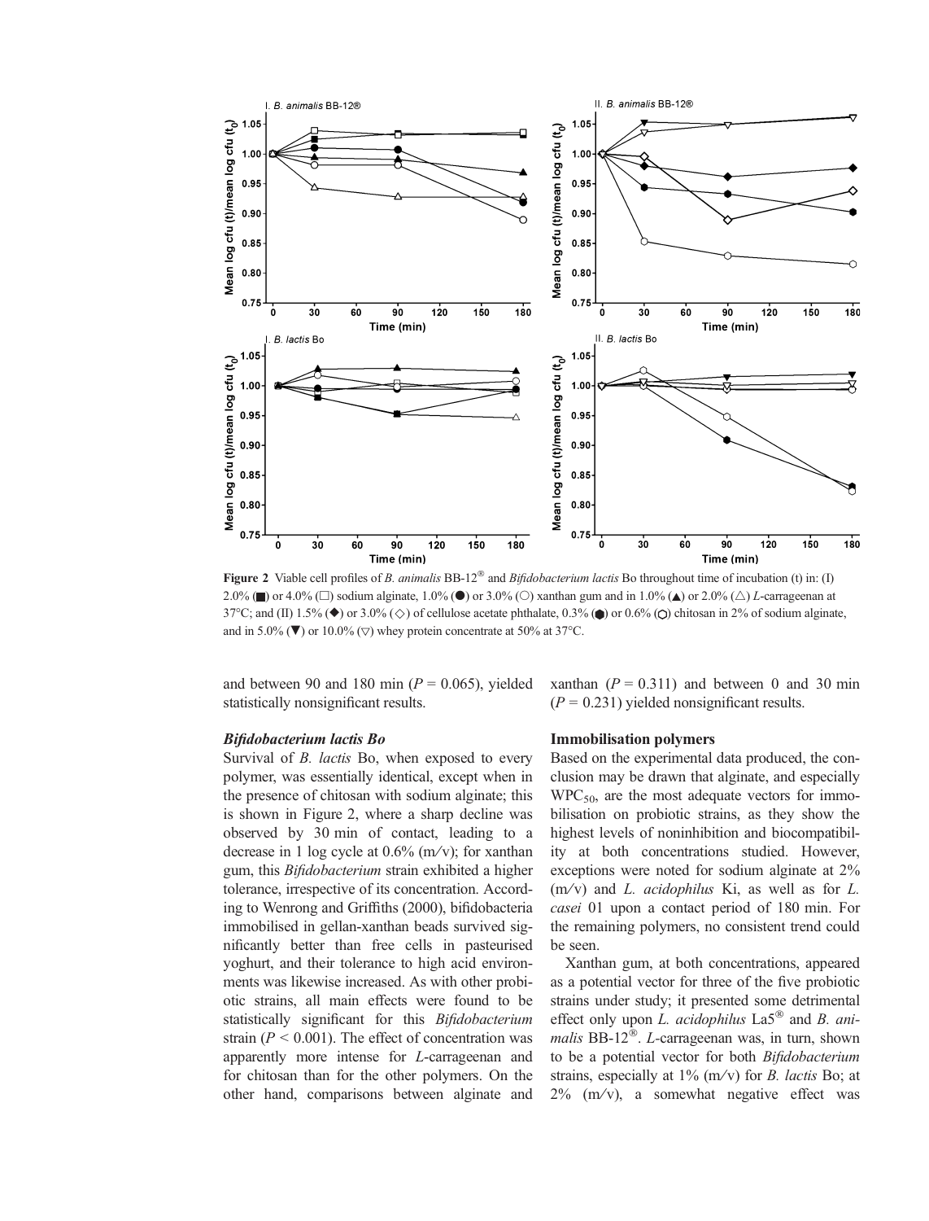**Figure 2** Viable cell profiles of *B. animalis* BB-12® and *Bifidobacterium lactis* Bo throughout time of incubation (t) in: (I) 2.0% (■) or 4.0% (□) sodium alginate, 1.0% (●) or 3.0% (○) xanthan gum and in 1.0% (▲) or 2.0% (△) *L*-carrageenan at 37°C; and (II) 1.5% (◆) or 3.0% (◇) of cellulose acetate phthalate, 0.3% (⬢) or 0.6% (⬡) chitosan in 2% of sodium alginate, and in 5.0% (▼) or 10.0% (▽) whey protein concentrate at 50% at 37°C.

and between 90 and 180 min ($P = 0.065$), yielded statistically nonsignificant results.

### *Bifidobacterium lactis Bo*

Survival of *B. lactis* Bo, when exposed to every polymer, was essentially identical, except when in the presence of chitosan with sodium alginate; this is shown in Figure 2, where a sharp decline was observed by 30 min of contact, leading to a decrease in 1 log cycle at 0.6% (m/v); for xanthan gum, this *Bifidobacterium* strain exhibited a higher tolerance, irrespective of its concentration. According to Wenrong and Griffiths (2000), bifidobacteria immobilised in gellan-xanthan beads survived significantly better than free cells in pasteurised yoghurt, and their tolerance to high acid environments was likewise increased. As with other probiotic strains, all main effects were found to be statistically significant for this *Bifidobacterium* strain ($P < 0.001$). The effect of concentration was apparently more intense for *L*-carrageenan and for chitosan than for the other polymers. On the other hand, comparisons between alginate and xanthan ($P = 0.311$) and between 0 and 30 min ($P = 0.231$) yielded nonsignificant results.

### Immobilisation polymers

Based on the experimental data produced, the conclusion may be drawn that alginate, and especially $WPC_{50}$, are the most adequate vectors for immobilisation on probiotic strains, as they show the highest levels of noninhibition and biocompatibility at both concentrations studied. However, exceptions were noted for sodium alginate at 2% (m/v) and *L. acidophilus* Ki, as well as for *L. casei* 01 upon a contact period of 180 min. For the remaining polymers, no consistent trend could be seen.

Xanthan gum, at both concentrations, appeared as a potential vector for three of the five probiotic strains under study; it presented some detrimental effect only upon *L. acidophilus* La5® and *B. animalis* BB-12®. *L*-carrageenan was, in turn, shown to be a potential vector for both *Bifidobacterium* strains, especially at 1% (m/v) for *B. lactis* Bo; at 2% (m/v), a somewhat negative effect was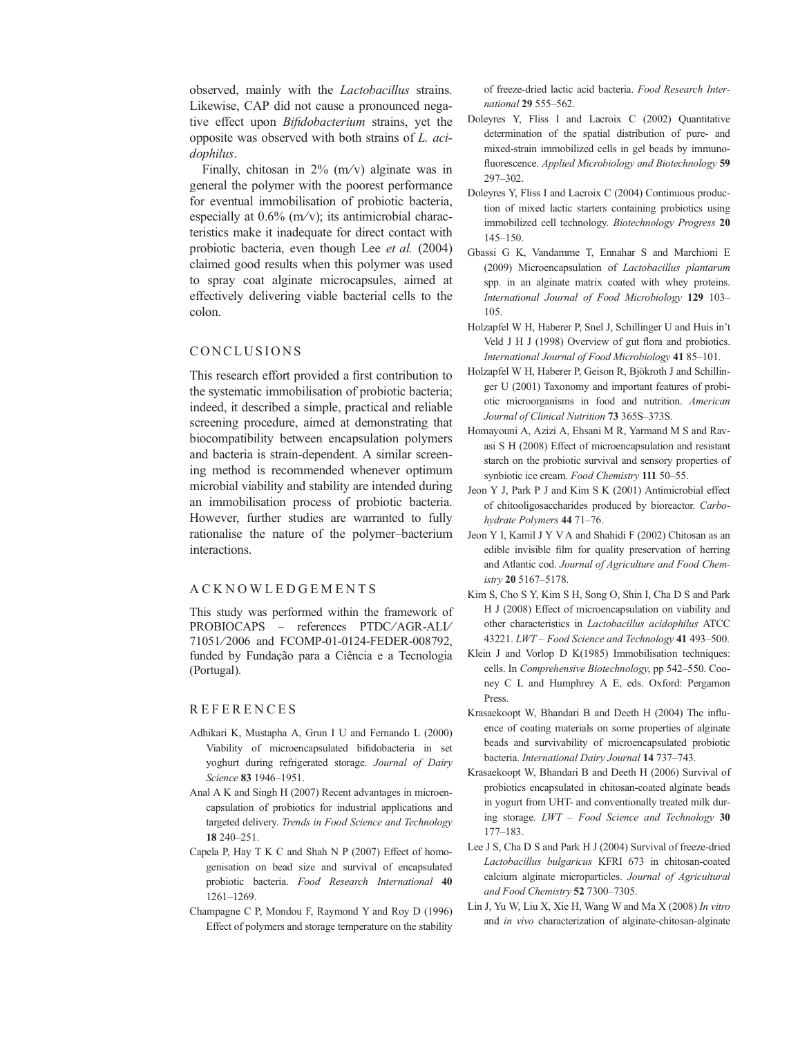observed, mainly with the *Lactobacillus* strains. Likewise, CAP did not cause a pronounced negative effect upon *Bifidobacterium* strains, yet the opposite was observed with both strains of *L. acidophilus*.

Finally, chitosan in 2% (m/v) alginate was in general the polymer with the poorest performance for eventual immobilisation of probiotic bacteria, especially at 0.6% (m/v); its antimicrobial characteristics make it inadequate for direct contact with probiotic bacteria, even though Lee *et al.* (2004) claimed good results when this polymer was used to spray coat alginate microcapsules, aimed at effectively delivering viable bacterial cells to the colon.

## CONCLUSIONS

This research effort provided a first contribution to the systematic immobilisation of probiotic bacteria; indeed, it described a simple, practical and reliable screening procedure, aimed at demonstrating that biocompatibility between encapsulation polymers and bacteria is strain-dependent. A similar screening method is recommended whenever optimum microbial viability and stability are intended during an immobilisation process of probiotic bacteria. However, further studies are warranted to fully rationalise the nature of the polymer–bacterium interactions.

## ACKNOWLEDGEMENTS

This study was performed within the framework of PROBIOCAPS – references PTDC/AGR-ALI/71051/2006 and FCOMP-01-0124-FEDER-008792, funded by Fundação para a Ciência e a Tecnologia (Portugal).

## REFERENCES

Adhikari K, Mustapha A, Grun I U and Fernando L (2000) Viability of microencapsulated bifidobacteria in set yoghurt during refrigerated storage. *Journal of Dairy Science* **83** 1946–1951.

Anal A K and Singh H (2007) Recent advantages in microencapsulation of probiotics for industrial applications and targeted delivery. *Trends in Food Science and Technology* **18** 240–251.

Capela P, Hay T K C and Shah N P (2007) Effect of homogenisation on bead size and survival of encapsulated probiotic bacteria. *Food Research International* **40** 1261–1269.

Champagne C P, Mondou F, Raymond Y and Roy D (1996) Effect of polymers and storage temperature on the stability of freeze-dried lactic acid bacteria. *Food Research International* **29** 555–562.

Doleyres Y, Fliss I and Lacroix C (2002) Quantitative determination of the spatial distribution of pure- and mixed-strain immobilized cells in gel beads by immunofluorescence. *Applied Microbiology and Biotechnology* **59** 297–302.

Doleyres Y, Fliss I and Lacroix C (2004) Continuous production of mixed lactic starters containing probiotics using immobilized cell technology. *Biotechnology Progress* **20** 145–150.

Gbassi G K, Vandamme T, Ennahar S and Marchioni E (2009) Microencapsulation of *Lactobacillus plantarum* spp. in an alginate matrix coated with whey proteins. *International Journal of Food Microbiology* **129** 103–105.

Holzapfel W H, Haberer P, Snel J, Schillinger U and Huis in't Veld J H J (1998) Overview of gut flora and probiotics. *International Journal of Food Microbiology* **41** 85–101.

Holzapfel W H, Haberer P, Geison R, Björkroth J and Schillinger U (2001) Taxonomy and important features of probiotic microorganisms in food and nutrition. *American Journal of Clinical Nutrition* **73** 365S–373S.

Homayouni A, Azizi A, Ehsani M R, Yarmand M S and Ravasi S H (2008) Effect of microencapsulation and resistant starch on the probiotic survival and sensory properties of synbiotic ice cream. *Food Chemistry* **111** 50–55.

Jeon Y J, Park P J and Kim S K (2001) Antimicrobial effect of chitooligosaccharides produced by bioreactor. *Carbohydrate Polymers* **44** 71–76.

Jeon Y I, Kamil J Y V A and Shahidi F (2002) Chitosan as an edible invisible film for quality preservation of herring and Atlantic cod. *Journal of Agriculture and Food Chemistry* **20** 5167–5178.

Kim S, Cho S Y, Kim S H, Song O, Shin I, Cha D S and Park H J (2008) Effect of microencapsulation on viability and other characteristics in *Lactobacillus acidophilus* ATCC 43221. *LWT – Food Science and Technology* **41** 493–500.

Klein J and Vorlop D K(1985) Immobilisation techniques: cells. In *Comprehensive Biotechnology*, pp 542–550. Cooney C L and Humphrey A E, eds. Oxford: Pergamon Press.

Krasaekoopt W, Bhandari B and Deeth H (2004) The influence of coating materials on some properties of alginate beads and survivability of microencapsulated probiotic bacteria. *International Dairy Journal* **14** 737–743.

Krasaekoopt W, Bhandari B and Deeth H (2006) Survival of probiotics encapsulated in chitosan-coated alginate beads in yogurt from UHT- and conventionally treated milk during storage. *LWT – Food Science and Technology* **30** 177–183.

Lee J S, Cha D S and Park H J (2004) Survival of freeze-dried *Lactobacillus bulgaricus* KFRI 673 in chitosan-coated calcium alginate microparticles. *Journal of Agricultural and Food Chemistry* **52** 7300–7305.

Lin J, Yu W, Liu X, Xie H, Wang W and Ma X (2008) *In vitro* and *in vivo* characterization of alginate-chitosan-alginate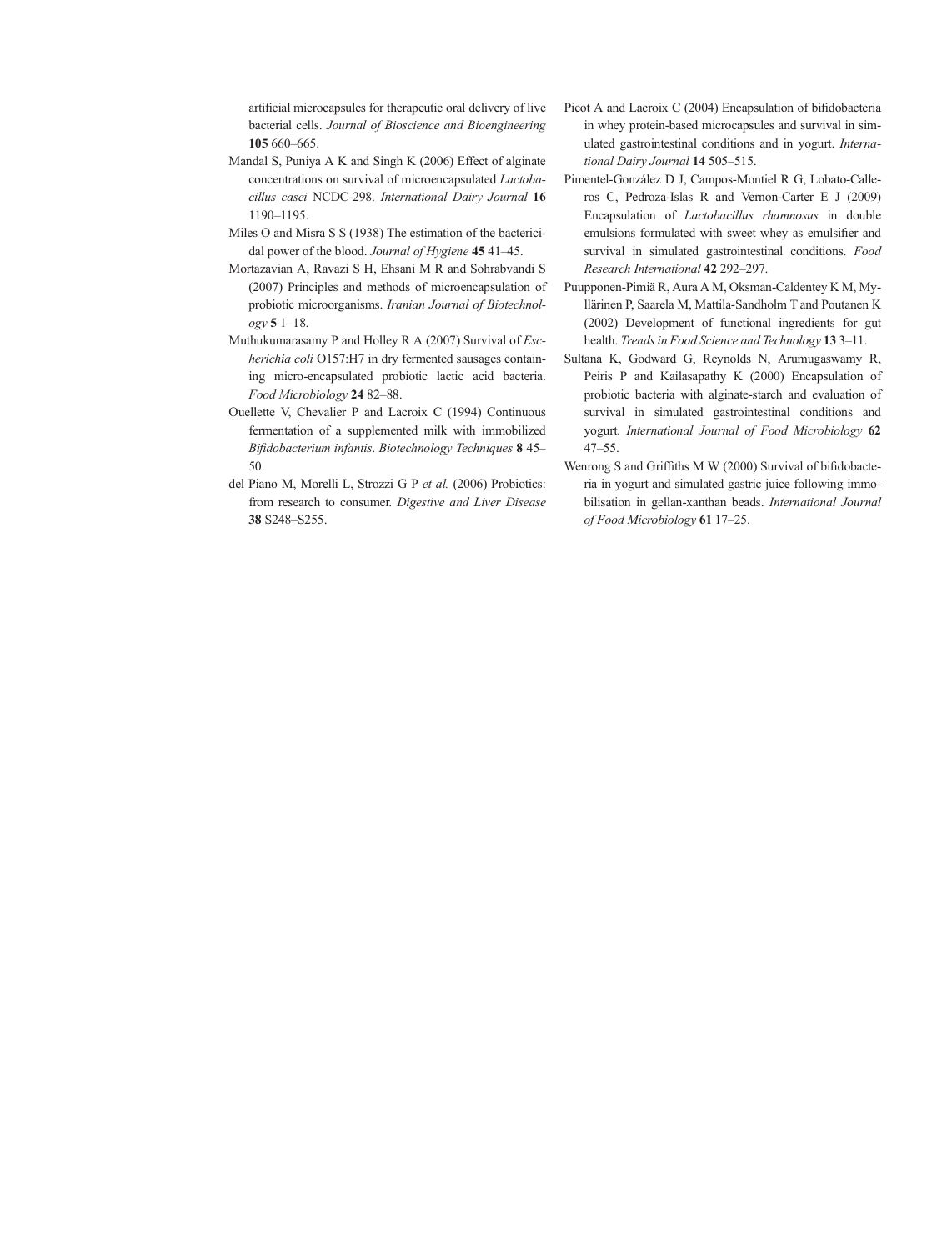artificial microcapsules for therapeutic oral delivery of live bacterial cells. *Journal of Bioscience and Bioengineering* **105** 660–665.

Mandal S, Puniya A K and Singh K (2006) Effect of alginate concentrations on survival of microencapsulated *Lactobacillus casei* NCDC-298. *International Dairy Journal* **16** 1190–1195.

Miles O and Misra S S (1938) The estimation of the bactericidal power of the blood. *Journal of Hygiene* **45** 41–45.

Mortazavian A, Ravazi S H, Ehsani M R and Sohrabvandi S (2007) Principles and methods of microencapsulation of probiotic microorganisms. *Iranian Journal of Biotechnology* **5** 1–18.

Muthukumarasamy P and Holley R A (2007) Survival of *Escherichia coli* O157:H7 in dry fermented sausages containing micro-encapsulated probiotic lactic acid bacteria. *Food Microbiology* **24** 82–88.

Ouellette V, Chevalier P and Lacroix C (1994) Continuous fermentation of a supplemented milk with immobilized *Bifidobacterium infantis*. *Biotechnology Techniques* **8** 45–50.

del Piano M, Morelli L, Strozzi G P *et al.* (2006) Probiotics: from research to consumer. *Digestive and Liver Disease* **38** S248–S255.

Picot A and Lacroix C (2004) Encapsulation of bifidobacteria in whey protein-based microcapsules and survival in simulated gastrointestinal conditions and in yogurt. *International Dairy Journal* **14** 505–515.

Pimentel-González D J, Campos-Montiel R G, Lobato-Calleros C, Pedroza-Islas R and Vernon-Carter E J (2009) Encapsulation of *Lactobacillus rhamnosus* in double emulsions formulated with sweet whey as emulsifier and survival in simulated gastrointestinal conditions. *Food Research International* **42** 292–297.

Puupponen-Pimiä R, Aura A M, Oksman-Caldentey K M, Myllärinen P, Saarela M, Mattila-Sandholm T and Poutanen K (2002) Development of functional ingredients for gut health. *Trends in Food Science and Technology* **13** 3–11.

Sultana K, Godward G, Reynolds N, Arumugaswamy R, Peiris P and Kailasapathy K (2000) Encapsulation of probiotic bacteria with alginate-starch and evaluation of survival in simulated gastrointestinal conditions and yogurt. *International Journal of Food Microbiology* **62** 47–55.

Wenrong S and Griffiths M W (2000) Survival of bifidobacteria in yogurt and simulated gastric juice following immobilisation in gellan-xanthan beads. *International Journal of Food Microbiology* **61** 17–25.